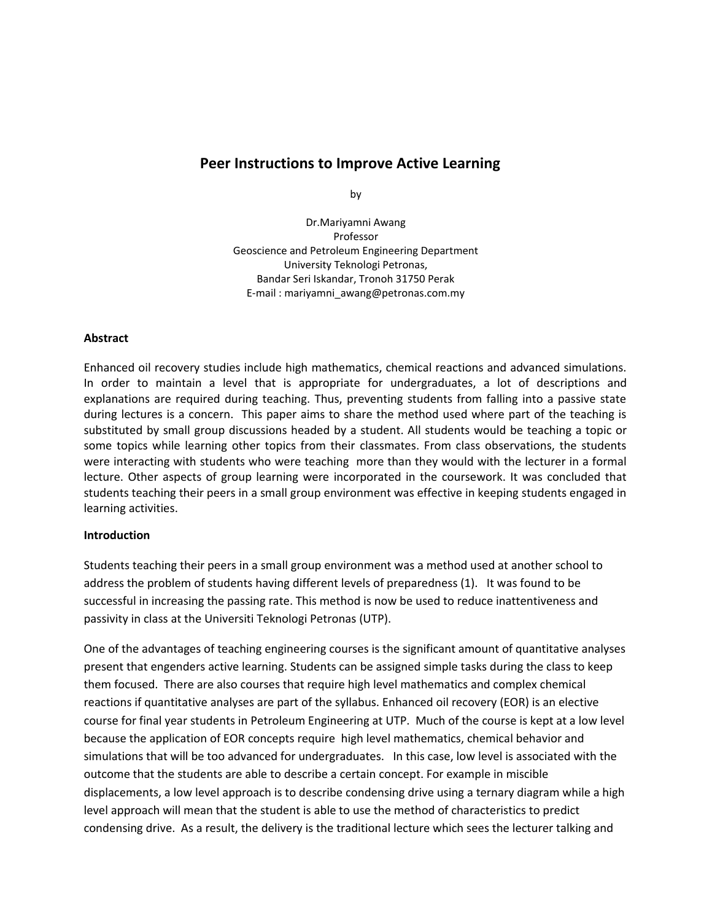# Peer Instructions to Improve Active Learning

by

Dr.Mariyamni Awang
Professor
Geoscience and Petroleum Engineering Department
University Teknologi Petronas,
Bandar Seri Iskandar, Tronoh 31750 Perak
E-mail : mariyamni_awang@petronas.com.my

**Abstract**

Enhanced oil recovery studies include high mathematics, chemical reactions and advanced simulations. In order to maintain a level that is appropriate for undergraduates, a lot of descriptions and explanations are required during teaching. Thus, preventing students from falling into a passive state during lectures is a concern. This paper aims to share the method used where part of the teaching is substituted by small group discussions headed by a student. All students would be teaching a topic or some topics while learning other topics from their classmates. From class observations, the students were interacting with students who were teaching more than they would with the lecturer in a formal lecture. Other aspects of group learning were incorporated in the coursework. It was concluded that students teaching their peers in a small group environment was effective in keeping students engaged in learning activities.

**Introduction**

Students teaching their peers in a small group environment was a method used at another school to address the problem of students having different levels of preparedness (1). It was found to be successful in increasing the passing rate. This method is now be used to reduce inattentiveness and passivity in class at the Universiti Teknologi Petronas (UTP).

One of the advantages of teaching engineering courses is the significant amount of quantitative analyses present that engenders active learning. Students can be assigned simple tasks during the class to keep them focused. There are also courses that require high level mathematics and complex chemical reactions if quantitative analyses are part of the syllabus. Enhanced oil recovery (EOR) is an elective course for final year students in Petroleum Engineering at UTP. Much of the course is kept at a low level because the application of EOR concepts require high level mathematics, chemical behavior and simulations that will be too advanced for undergraduates. In this case, low level is associated with the outcome that the students are able to describe a certain concept. For example in miscible displacements, a low level approach is to describe condensing drive using a ternary diagram while a high level approach will mean that the student is able to use the method of characteristics to predict condensing drive. As a result, the delivery is the traditional lecture which sees the lecturer talking and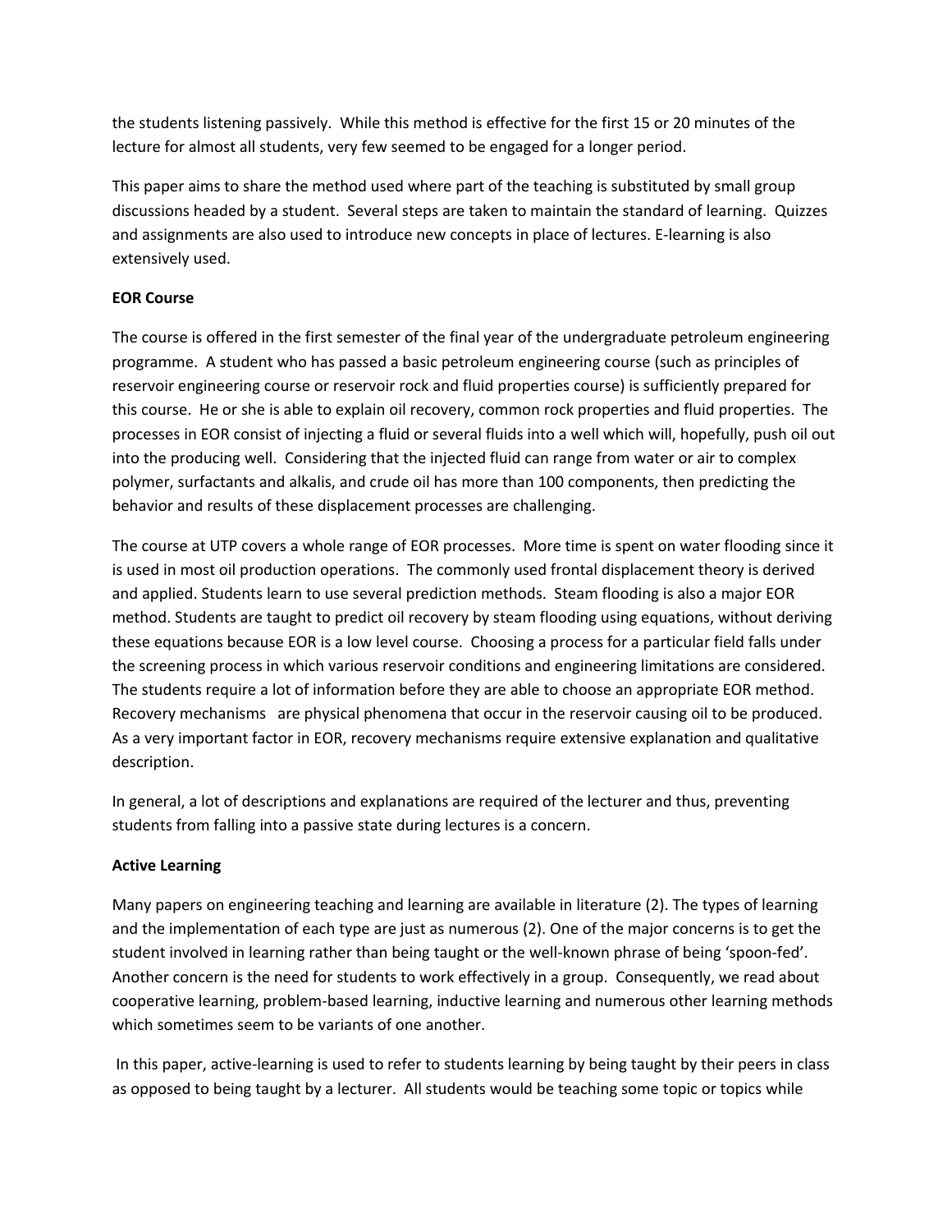the students listening passively. While this method is effective for the first 15 or 20 minutes of the lecture for almost all students, very few seemed to be engaged for a longer period.

This paper aims to share the method used where part of the teaching is substituted by small group discussions headed by a student. Several steps are taken to maintain the standard of learning. Quizzes and assignments are also used to introduce new concepts in place of lectures. E-learning is also extensively used.

**EOR Course**

The course is offered in the first semester of the final year of the undergraduate petroleum engineering programme. A student who has passed a basic petroleum engineering course (such as principles of reservoir engineering course or reservoir rock and fluid properties course) is sufficiently prepared for this course. He or she is able to explain oil recovery, common rock properties and fluid properties. The processes in EOR consist of injecting a fluid or several fluids into a well which will, hopefully, push oil out into the producing well. Considering that the injected fluid can range from water or air to complex polymer, surfactants and alkalis, and crude oil has more than 100 components, then predicting the behavior and results of these displacement processes are challenging.

The course at UTP covers a whole range of EOR processes. More time is spent on water flooding since it is used in most oil production operations. The commonly used frontal displacement theory is derived and applied. Students learn to use several prediction methods. Steam flooding is also a major EOR method. Students are taught to predict oil recovery by steam flooding using equations, without deriving these equations because EOR is a low level course. Choosing a process for a particular field falls under the screening process in which various reservoir conditions and engineering limitations are considered. The students require a lot of information before they are able to choose an appropriate EOR method. Recovery mechanisms are physical phenomena that occur in the reservoir causing oil to be produced. As a very important factor in EOR, recovery mechanisms require extensive explanation and qualitative description.

In general, a lot of descriptions and explanations are required of the lecturer and thus, preventing students from falling into a passive state during lectures is a concern.

**Active Learning**

Many papers on engineering teaching and learning are available in literature (2). The types of learning and the implementation of each type are just as numerous (2). One of the major concerns is to get the student involved in learning rather than being taught or the well-known phrase of being 'spoon-fed'. Another concern is the need for students to work effectively in a group. Consequently, we read about cooperative learning, problem-based learning, inductive learning and numerous other learning methods which sometimes seem to be variants of one another.

In this paper, active-learning is used to refer to students learning by being taught by their peers in class as opposed to being taught by a lecturer. All students would be teaching some topic or topics while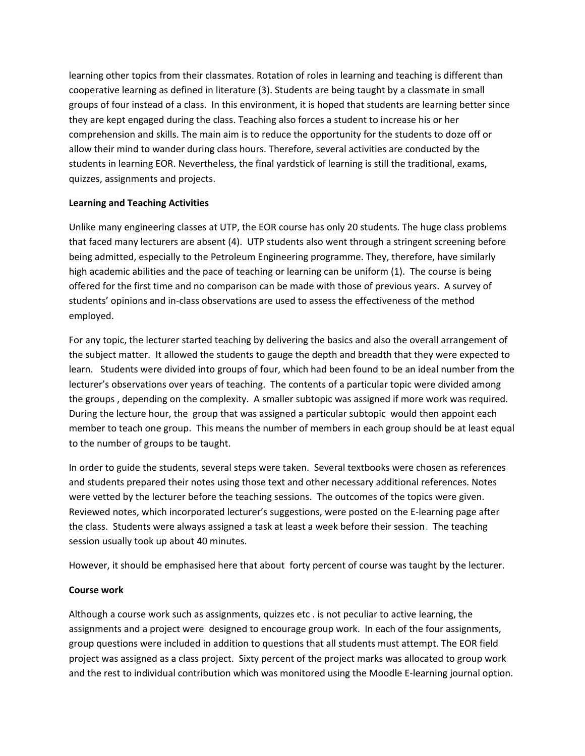learning other topics from their classmates. Rotation of roles in learning and teaching is different than cooperative learning as defined in literature (3). Students are being taught by a classmate in small groups of four instead of a class. In this environment, it is hoped that students are learning better since they are kept engaged during the class. Teaching also forces a student to increase his or her comprehension and skills. The main aim is to reduce the opportunity for the students to doze off or allow their mind to wander during class hours. Therefore, several activities are conducted by the students in learning EOR. Nevertheless, the final yardstick of learning is still the traditional, exams, quizzes, assignments and projects.

**Learning and Teaching Activities**

Unlike many engineering classes at UTP, the EOR course has only 20 students. The huge class problems that faced many lecturers are absent (4). UTP students also went through a stringent screening before being admitted, especially to the Petroleum Engineering programme. They, therefore, have similarly high academic abilities and the pace of teaching or learning can be uniform (1). The course is being offered for the first time and no comparison can be made with those of previous years. A survey of students' opinions and in-class observations are used to assess the effectiveness of the method employed.

For any topic, the lecturer started teaching by delivering the basics and also the overall arrangement of the subject matter. It allowed the students to gauge the depth and breadth that they were expected to learn. Students were divided into groups of four, which had been found to be an ideal number from the lecturer's observations over years of teaching. The contents of a particular topic were divided among the groups , depending on the complexity. A smaller subtopic was assigned if more work was required. During the lecture hour, the group that was assigned a particular subtopic would then appoint each member to teach one group. This means the number of members in each group should be at least equal to the number of groups to be taught.

In order to guide the students, several steps were taken. Several textbooks were chosen as references and students prepared their notes using those text and other necessary additional references. Notes were vetted by the lecturer before the teaching sessions. The outcomes of the topics were given. Reviewed notes, which incorporated lecturer's suggestions, were posted on the E-learning page after the class. Students were always assigned a task at least a week before their session. The teaching session usually took up about 40 minutes.

However, it should be emphasised here that about forty percent of course was taught by the lecturer.

**Course work**

Although a course work such as assignments, quizzes etc . is not peculiar to active learning, the assignments and a project were designed to encourage group work. In each of the four assignments, group questions were included in addition to questions that all students must attempt. The EOR field project was assigned as a class project. Sixty percent of the project marks was allocated to group work and the rest to individual contribution which was monitored using the Moodle E-learning journal option.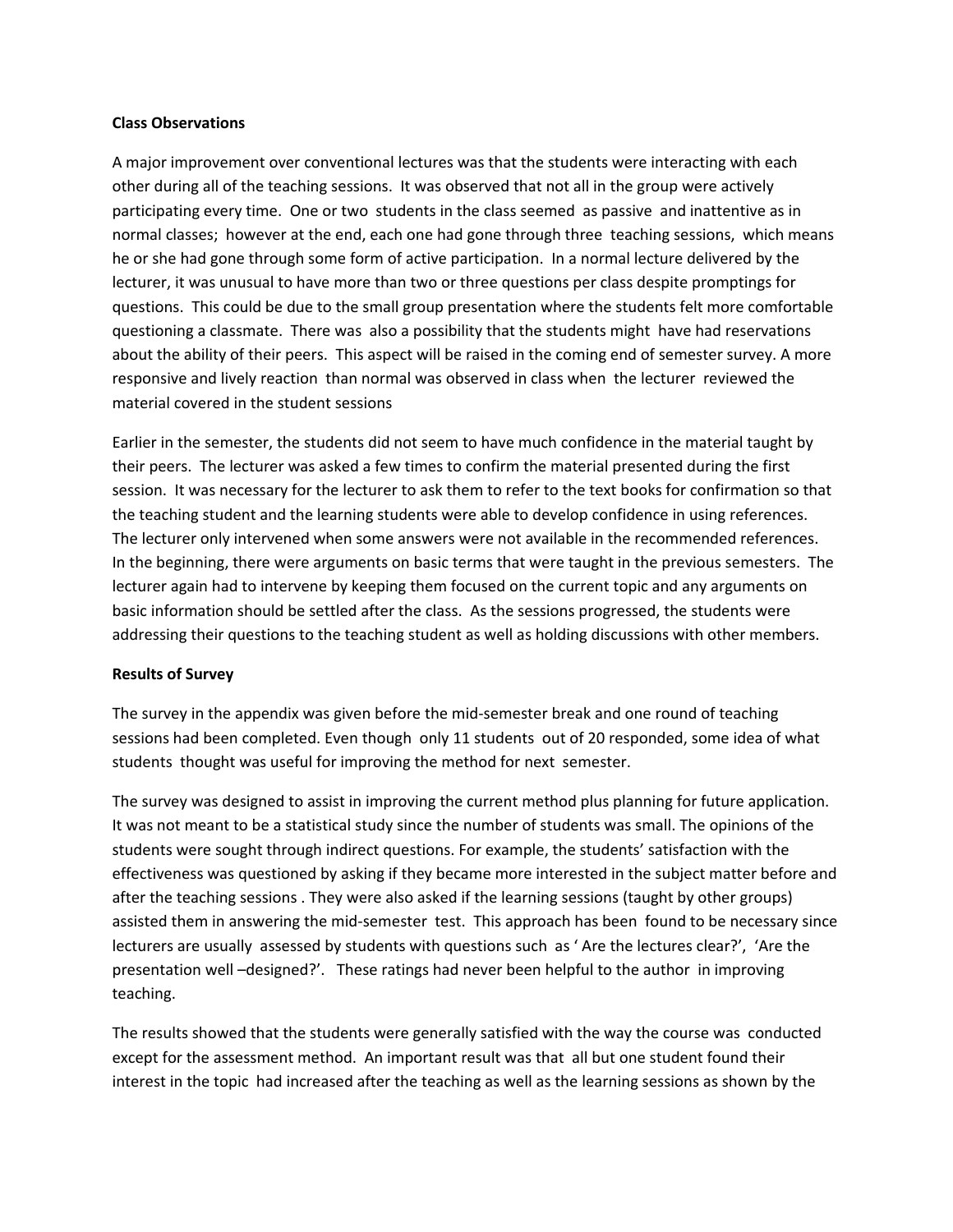**Class Observations**

A major improvement over conventional lectures was that the students were interacting with each other during all of the teaching sessions. It was observed that not all in the group were actively participating every time. One or two students in the class seemed as passive and inattentive as in normal classes; however at the end, each one had gone through three teaching sessions, which means he or she had gone through some form of active participation. In a normal lecture delivered by the lecturer, it was unusual to have more than two or three questions per class despite promptings for questions. This could be due to the small group presentation where the students felt more comfortable questioning a classmate. There was also a possibility that the students might have had reservations about the ability of their peers. This aspect will be raised in the coming end of semester survey. A more responsive and lively reaction than normal was observed in class when the lecturer reviewed the material covered in the student sessions

Earlier in the semester, the students did not seem to have much confidence in the material taught by their peers. The lecturer was asked a few times to confirm the material presented during the first session. It was necessary for the lecturer to ask them to refer to the text books for confirmation so that the teaching student and the learning students were able to develop confidence in using references. The lecturer only intervened when some answers were not available in the recommended references. In the beginning, there were arguments on basic terms that were taught in the previous semesters. The lecturer again had to intervene by keeping them focused on the current topic and any arguments on basic information should be settled after the class. As the sessions progressed, the students were addressing their questions to the teaching student as well as holding discussions with other members.

**Results of Survey**

The survey in the appendix was given before the mid-semester break and one round of teaching sessions had been completed. Even though only 11 students out of 20 responded, some idea of what students thought was useful for improving the method for next semester.

The survey was designed to assist in improving the current method plus planning for future application. It was not meant to be a statistical study since the number of students was small. The opinions of the students were sought through indirect questions. For example, the students' satisfaction with the effectiveness was questioned by asking if they became more interested in the subject matter before and after the teaching sessions . They were also asked if the learning sessions (taught by other groups) assisted them in answering the mid-semester test. This approach has been found to be necessary since lecturers are usually assessed by students with questions such as ' Are the lectures clear?', 'Are the presentation well –designed?'. These ratings had never been helpful to the author in improving teaching.

The results showed that the students were generally satisfied with the way the course was conducted except for the assessment method. An important result was that all but one student found their interest in the topic had increased after the teaching as well as the learning sessions as shown by the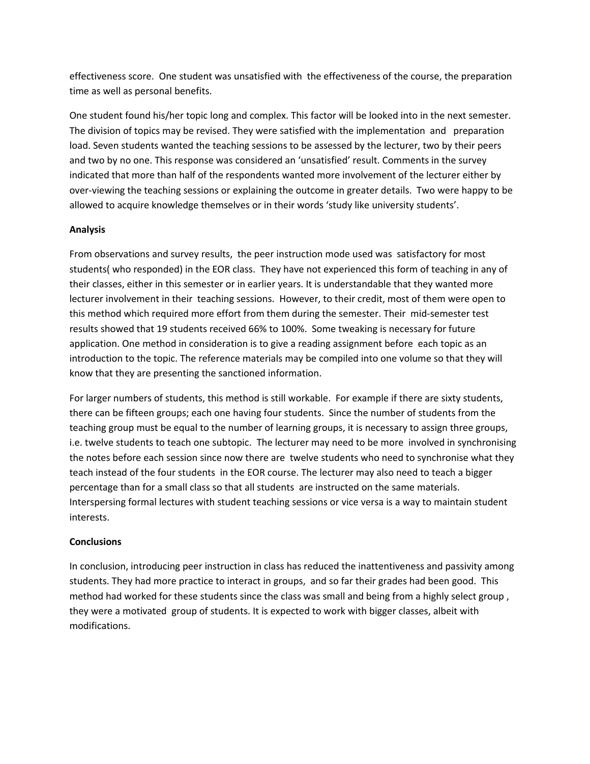effectiveness score. One student was unsatisfied with the effectiveness of the course, the preparation time as well as personal benefits.

One student found his/her topic long and complex. This factor will be looked into in the next semester. The division of topics may be revised. They were satisfied with the implementation and preparation load. Seven students wanted the teaching sessions to be assessed by the lecturer, two by their peers and two by no one. This response was considered an 'unsatisfied' result. Comments in the survey indicated that more than half of the respondents wanted more involvement of the lecturer either by over-viewing the teaching sessions or explaining the outcome in greater details. Two were happy to be allowed to acquire knowledge themselves or in their words 'study like university students'.

**Analysis**

From observations and survey results, the peer instruction mode used was satisfactory for most students( who responded) in the EOR class. They have not experienced this form of teaching in any of their classes, either in this semester or in earlier years. It is understandable that they wanted more lecturer involvement in their teaching sessions. However, to their credit, most of them were open to this method which required more effort from them during the semester. Their mid-semester test results showed that 19 students received 66% to 100%. Some tweaking is necessary for future application. One method in consideration is to give a reading assignment before each topic as an introduction to the topic. The reference materials may be compiled into one volume so that they will know that they are presenting the sanctioned information.

For larger numbers of students, this method is still workable. For example if there are sixty students, there can be fifteen groups; each one having four students. Since the number of students from the teaching group must be equal to the number of learning groups, it is necessary to assign three groups, i.e. twelve students to teach one subtopic. The lecturer may need to be more involved in synchronising the notes before each session since now there are twelve students who need to synchronise what they teach instead of the four students in the EOR course. The lecturer may also need to teach a bigger percentage than for a small class so that all students are instructed on the same materials. Interspersing formal lectures with student teaching sessions or vice versa is a way to maintain student interests.

**Conclusions**

In conclusion, introducing peer instruction in class has reduced the inattentiveness and passivity among students. They had more practice to interact in groups, and so far their grades had been good. This method had worked for these students since the class was small and being from a highly select group , they were a motivated group of students. It is expected to work with bigger classes, albeit with modifications.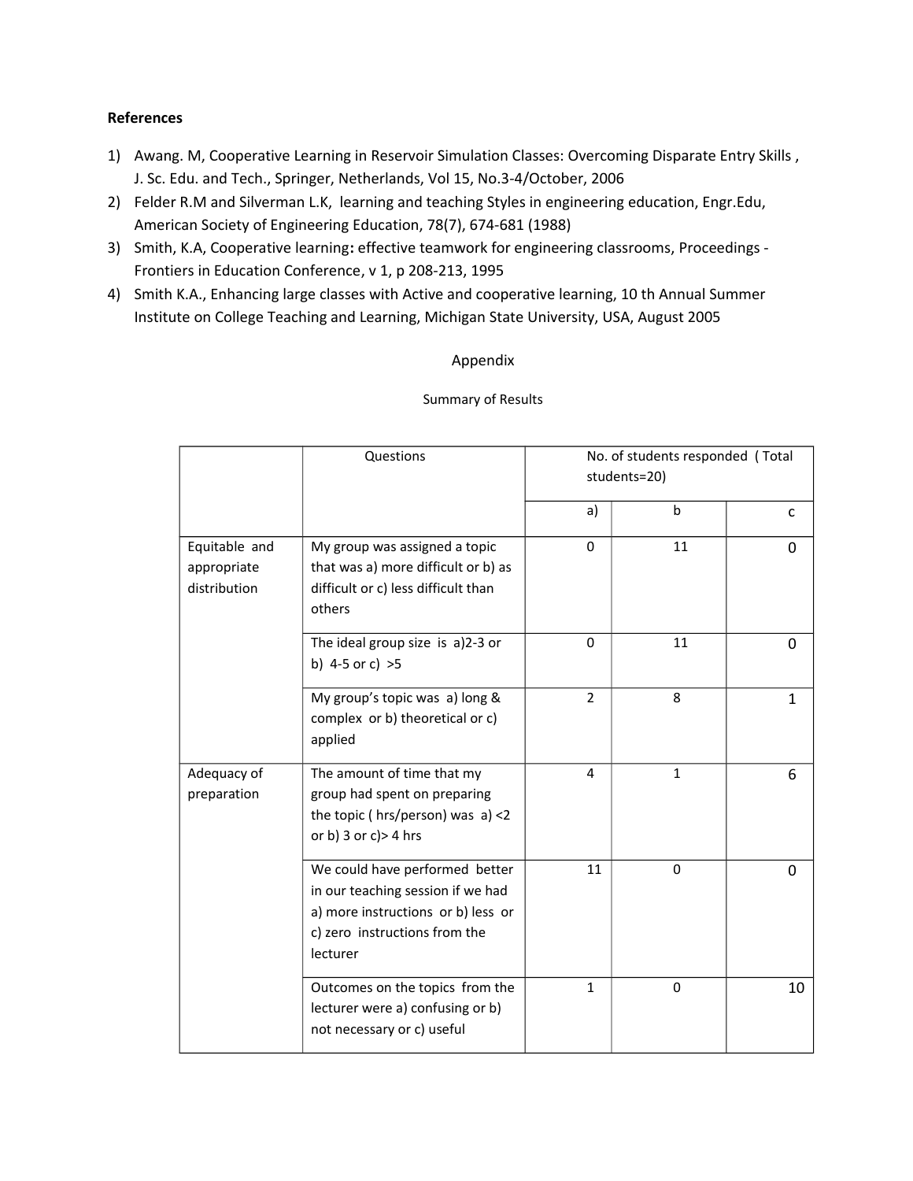**References**

1) Awang. M, Cooperative Learning in Reservoir Simulation Classes: Overcoming Disparate Entry Skills , J. Sc. Edu. and Tech., Springer, Netherlands, Vol 15, No.3-4/October, 2006
2) Felder R.M and Silverman L.K, learning and teaching Styles in engineering education, Engr.Edu, American Society of Engineering Education, 78(7), 674-681 (1988)
3) Smith, K.A, Cooperative learning**:** effective teamwork for engineering classrooms, Proceedings - Frontiers in Education Conference, v 1, p 208-213, 1995
4) Smith K.A., Enhancing large classes with Active and cooperative learning, 10 th Annual Summer Institute on College Teaching and Learning, Michigan State University, USA, August 2005

## Appendix

Summary of Results

| | Questions | No. of students responded ( Total students=20) | | |
|---|---|---|---|---|
| | | a) | b | c |
| Equitable and appropriate distribution | My group was assigned a topic that was a) more difficult or b) as difficult or c) less difficult than others | 0 | 11 | 0 |
| | The ideal group size is a)2-3 or b) 4-5 or c) >5 | 0 | 11 | 0 |
| | My group's topic was a) long & complex or b) theoretical or c) applied | 2 | 8 | 1 |
| Adequacy of preparation | The amount of time that my group had spent on preparing the topic ( hrs/person) was a) <2 or b) 3 or c)> 4 hrs | 4 | 1 | 6 |
| | We could have performed better in our teaching session if we had a) more instructions or b) less or c) zero instructions from the lecturer | 11 | 0 | 0 |
| | Outcomes on the topics from the lecturer were a) confusing or b) not necessary or c) useful | 1 | 0 | 10 |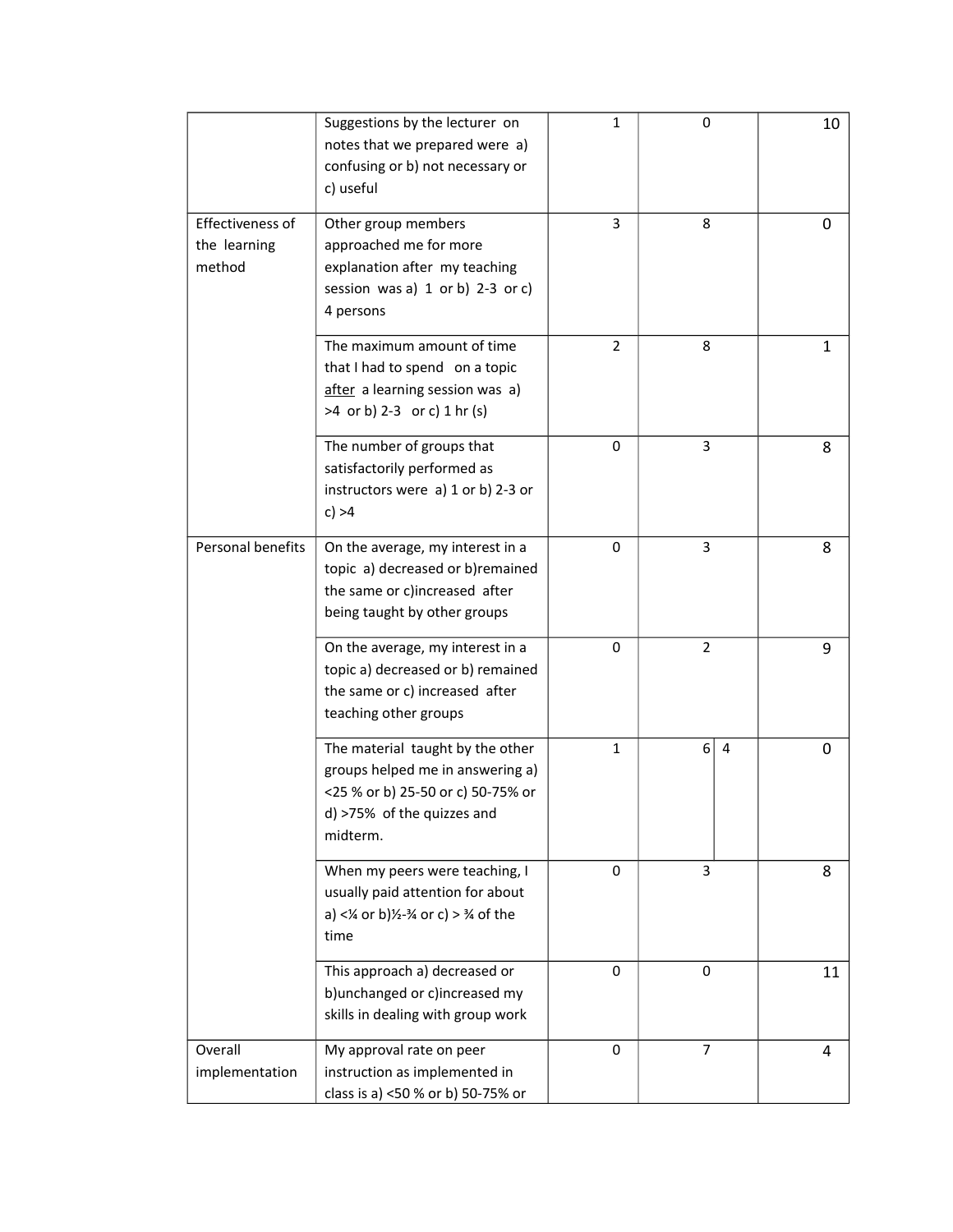| | | | | |
|---|---|---|---|---|
| | Suggestions by the lecturer on notes that we prepared were a) confusing or b) not necessary or c) useful | 1 | 0 | 10 |
| Effectiveness of the learning method | Other group members approached me for more explanation after my teaching session was a) 1 or b) 2-3 or c) 4 persons | 3 | 8 | 0 |
| | The maximum amount of time that I had to spend on a topic after a learning session was a) >4 or b) 2-3 or c) 1 hr (s) | 2 | 8 | 1 |
| | The number of groups that satisfactorily performed as instructors were a) 1 or b) 2-3 or c) >4 | 0 | 3 | 8 |
| Personal benefits | On the average, my interest in a topic a) decreased or b)remained the same or c)increased after being taught by other groups | 0 | 3 | 8 |
| | On the average, my interest in a topic a) decreased or b) remained the same or c) increased after teaching other groups | 0 | 2 | 9 |
| | The material taught by the other groups helped me in answering a) <25 % or b) 25-50 or c) 50-75% or d) >75% of the quizzes and midterm. | 1 | 6 \| 4 | 0 |
| | When my peers were teaching, I usually paid attention for about a) <¼ or b)½-¾ or c) > ¾ of the time | 0 | 3 | 8 |
| | This approach a) decreased or b)unchanged or c)increased my skills in dealing with group work | 0 | 0 | 11 |
| Overall implementation | My approval rate on peer instruction as implemented in class is a) <50 % or b) 50-75% or | 0 | 7 | 4 |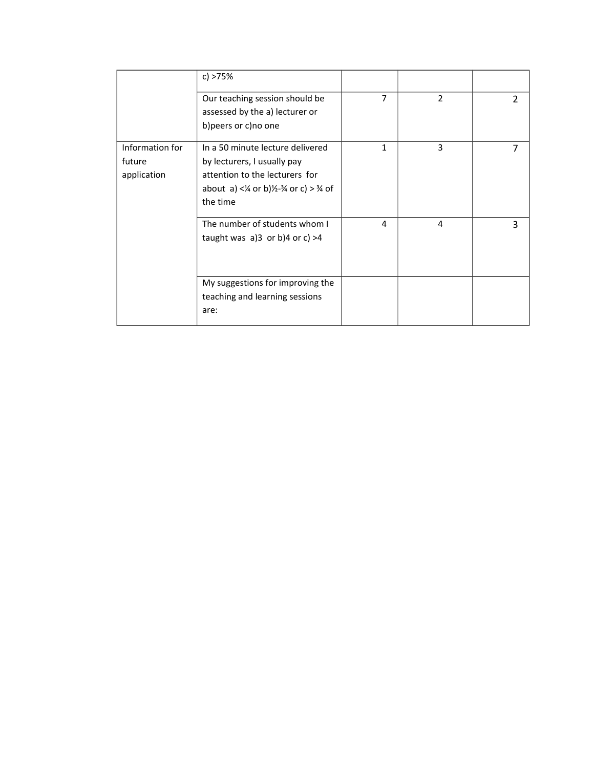| | | | | |
|---|---|---|---|---|
| | c) >75% | | | |
| | Our teaching session should be assessed by the a) lecturer or b)peers or c)no one | 7 | 2 | 2 |
| Information for future application | In a 50 minute lecture delivered by lecturers, I usually pay attention to the lecturers for about a) <¼ or b)½-¾ or c) > ¾ of the time | 1 | 3 | 7 |
| | The number of students whom I taught was a)3 or b)4 or c) >4 | 4 | 4 | 3 |
| | My suggestions for improving the teaching and learning sessions are: | | | |